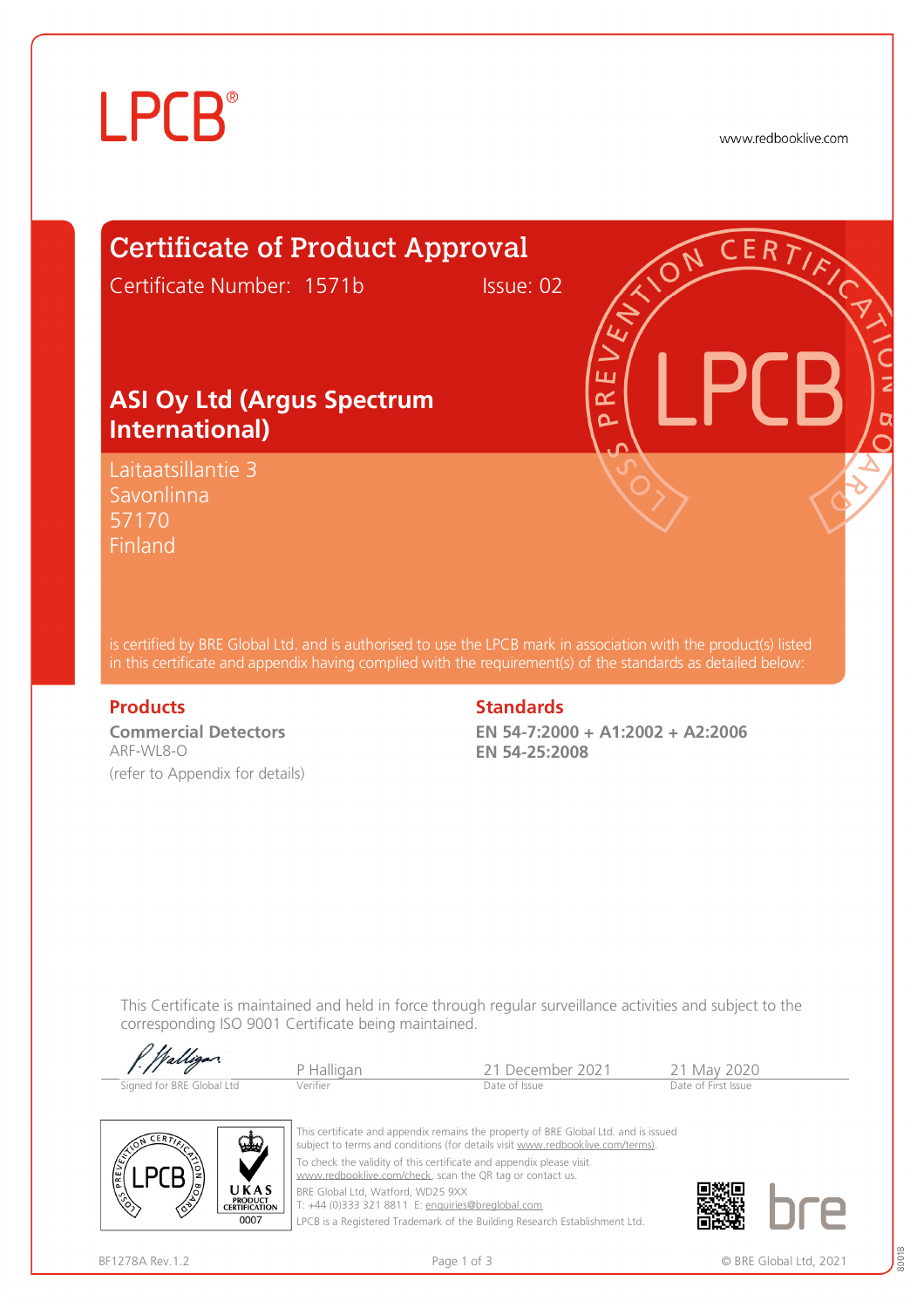LPCB®

www.redbooklive.com

# Certificate of Product Approval

Certificate Number: 1571b Issue: 02

## ASI Oy Ltd (Argus Spectrum International)

Laitaatsillantie 3
Savonlinna
57170
Finland

is certified by BRE Global Ltd. and is authorised to use the LPCB mark in association with the product(s) listed in this certificate and appendix having complied with the requirement(s) of the standards as detailed below:

### Products

**Commercial Detectors**
ARF-WL8-O
(refer to Appendix for details)

### Standards

**EN 54-7:2000 + A1:2002 + A2:2006**
**EN 54-25:2008**

This Certificate is maintained and held in force through regular surveillance activities and subject to the corresponding ISO 9001 Certificate being maintained.

| Signed for BRE Global Ltd | Verifier | Date of Issue | Date of First Issue |
| --- | --- | --- | --- |
| | P Halligan | 21 December 2021 | 21 May 2020 |

This certificate and appendix remains the property of BRE Global Ltd. and is issued subject to terms and conditions (for details visit www.redbooklive.com/terms).
To check the validity of this certificate and appendix please visit www.redbooklive.com/check, scan the QR tag or contact us.
BRE Global Ltd, Watford, WD25 9XX
T: +44 (0)333 321 8811 E: enquiries@breglobal.com
LPCB is a Registered Trademark of the Building Research Establishment Ltd.

UKAS PRODUCT CERTIFICATION 0007

BF1278A Rev.1.2 © BRE Global Ltd, 2021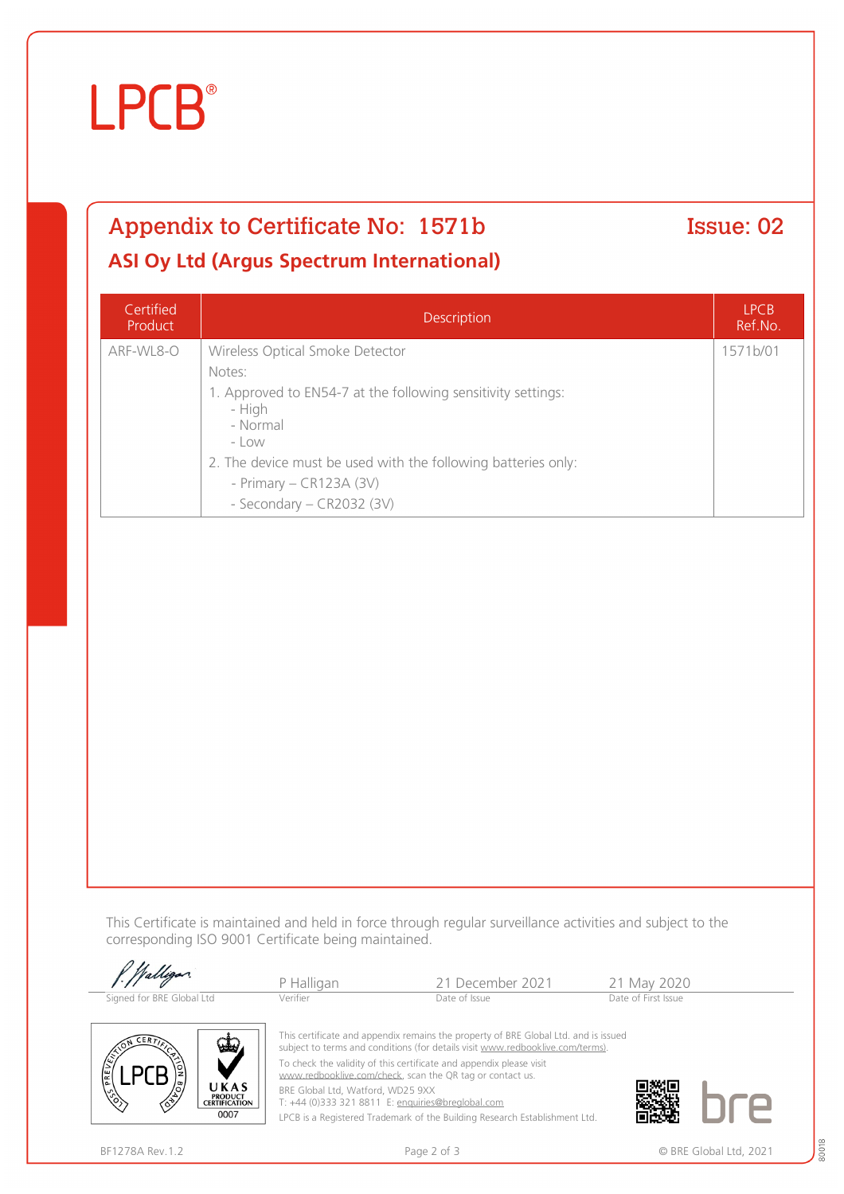LPCB®

## Appendix to Certificate No: 1571b

**Issue: 02**

### ASI Oy Ltd (Argus Spectrum International)

| Certified Product | Description | LPCB Ref.No. |
|---|---|---|
| ARF-WL8-O | Wireless Optical Smoke Detector<br>Notes:<br>1. Approved to EN54-7 at the following sensitivity settings:<br>- High<br>- Normal<br>- Low<br>2. The device must be used with the following batteries only:<br>- Primary – CR123A (3V)<br>- Secondary – CR2032 (3V) | 1571b/01 |

This Certificate is maintained and held in force through regular surveillance activities and subject to the corresponding ISO 9001 Certificate being maintained.

| Signed for BRE Global Ltd | Verifier | Date of Issue | Date of First Issue |
|---|---|---|---|
| P. Halligan | P Halligan | 21 December 2021 | 21 May 2020 |

This certificate and appendix remains the property of BRE Global Ltd. and is issued subject to terms and conditions (for details visit www.redbooklive.com/terms).

To check the validity of this certificate and appendix please visit www.redbooklive.com/check, scan the QR tag or contact us.

BRE Global Ltd, Watford, WD25 9XX
T: +44 (0)333 321 8811 E: enquiries@breglobal.com

LPCB is a Registered Trademark of the Building Research Establishment Ltd.

UKAS PRODUCT CERTIFICATION 0007

BF1278A Rev.1.2

© BRE Global Ltd, 2021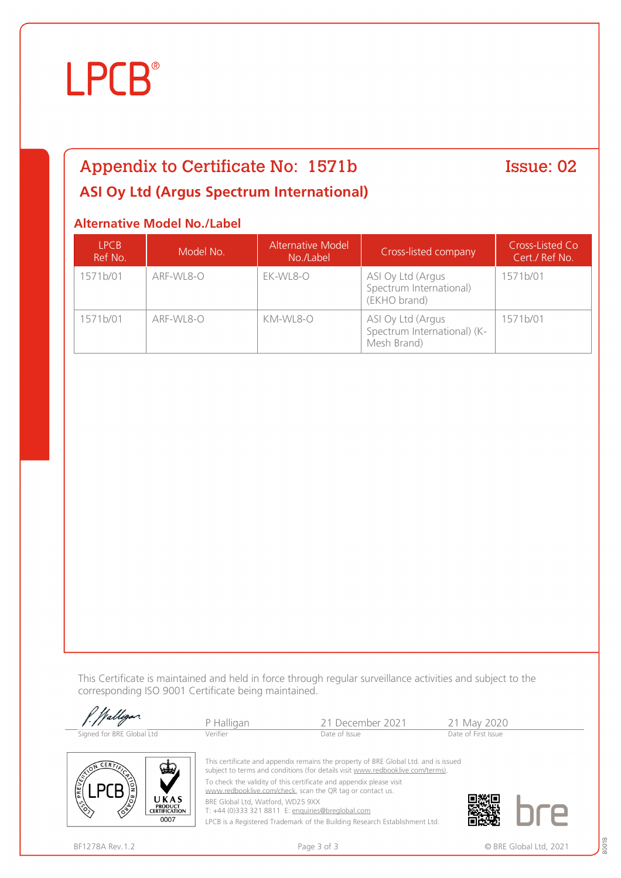LPCB®

# Appendix to Certificate No: 1571b

**Issue: 02**

## ASI Oy Ltd (Argus Spectrum International)

### Alternative Model No./Label

| LPCB Ref No. | Model No. | Alternative Model No./Label | Cross-listed company | Cross-Listed Co Cert./ Ref No. |
|---|---|---|---|---|
| 1571b/01 | ARF-WL8-O | EK-WL8-O | ASI Oy Ltd (Argus Spectrum International) (EKHO brand) | 1571b/01 |
| 1571b/01 | ARF-WL8-O | KM-WL8-O | ASI Oy Ltd (Argus Spectrum International) (K-Mesh Brand) | 1571b/01 |

This Certificate is maintained and held in force through regular surveillance activities and subject to the corresponding ISO 9001 Certificate being maintained.

| Signed for BRE Global Ltd | Verifier | Date of Issue | Date of First Issue |
|---|---|---|---|
| P. Halligan | P Halligan | 21 December 2021 | 21 May 2020 |

This certificate and appendix remains the property of BRE Global Ltd. and is issued subject to terms and conditions (for details visit www.redbooklive.com/terms).

To check the validity of this certificate and appendix please visit www.redbooklive.com/check, scan the QR tag or contact us.

BRE Global Ltd, Watford, WD25 9XX
T: +44 (0)333 321 8811 E: enquiries@breglobal.com

LPCB is a Registered Trademark of the Building Research Establishment Ltd.

BF1278A Rev.1.2

© BRE Global Ltd, 2021